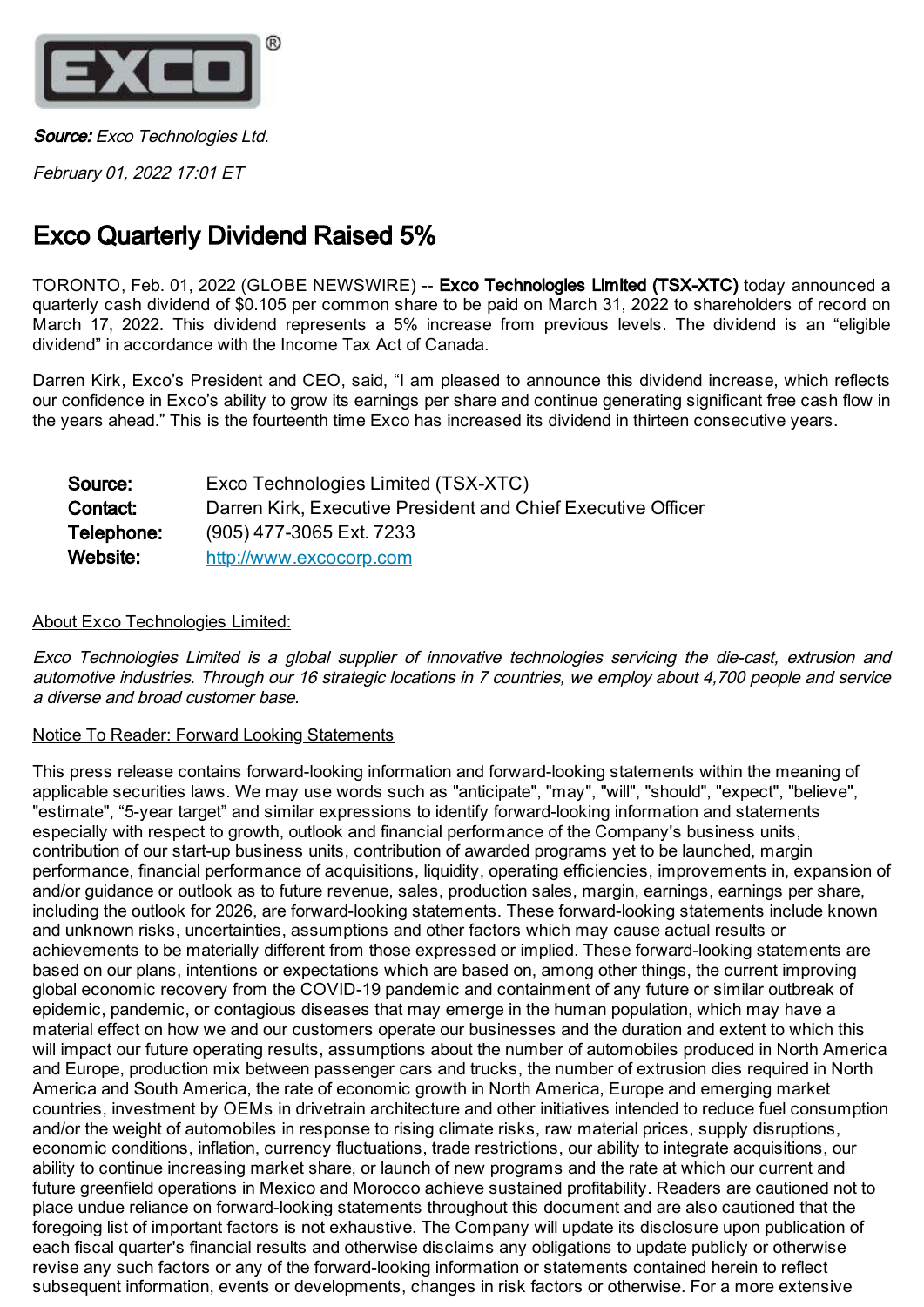***Source:*** *Exco Technologies Ltd.*

*February 01, 2022 17:01 ET*

# Exco Quarterly Dividend Raised 5%

TORONTO, Feb. 01, 2022 (GLOBE NEWSWIRE) -- **Exco Technologies Limited (TSX-XTC)** today announced a quarterly cash dividend of $0.105 per common share to be paid on March 31, 2022 to shareholders of record on March 17, 2022. This dividend represents a 5% increase from previous levels. The dividend is an "eligible dividend" in accordance with the Income Tax Act of Canada.

Darren Kirk, Exco's President and CEO, said, "I am pleased to announce this dividend increase, which reflects our confidence in Exco's ability to grow its earnings per share and continue generating significant free cash flow in the years ahead." This is the fourteenth time Exco has increased its dividend in thirteen consecutive years.

| | |
|---|---|
| **Source:** | Exco Technologies Limited (TSX-XTC) |
| **Contact:** | Darren Kirk, Executive President and Chief Executive Officer |
| **Telephone:** | (905) 477-3065 Ext. 7233 |
| **Website:** | http://www.excocorp.com |

About Exco Technologies Limited:

*Exco Technologies Limited is a global supplier of innovative technologies servicing the die-cast, extrusion and automotive industries. Through our 16 strategic locations in 7 countries, we employ about 4,700 people and service a diverse and broad customer base.*

Notice To Reader: Forward Looking Statements

This press release contains forward-looking information and forward-looking statements within the meaning of applicable securities laws. We may use words such as "anticipate", "may", "will", "should", "expect", "believe", "estimate", "5-year target" and similar expressions to identify forward-looking information and statements especially with respect to growth, outlook and financial performance of the Company's business units, contribution of our start-up business units, contribution of awarded programs yet to be launched, margin performance, financial performance of acquisitions, liquidity, operating efficiencies, improvements in, expansion of and/or guidance or outlook as to future revenue, sales, production sales, margin, earnings, earnings per share, including the outlook for 2026, are forward-looking statements. These forward-looking statements include known and unknown risks, uncertainties, assumptions and other factors which may cause actual results or achievements to be materially different from those expressed or implied. These forward-looking statements are based on our plans, intentions or expectations which are based on, among other things, the current improving global economic recovery from the COVID-19 pandemic and containment of any future or similar outbreak of epidemic, pandemic, or contagious diseases that may emerge in the human population, which may have a material effect on how we and our customers operate our businesses and the duration and extent to which this will impact our future operating results, assumptions about the number of automobiles produced in North America and Europe, production mix between passenger cars and trucks, the number of extrusion dies required in North America and South America, the rate of economic growth in North America, Europe and emerging market countries, investment by OEMs in drivetrain architecture and other initiatives intended to reduce fuel consumption and/or the weight of automobiles in response to rising climate risks, raw material prices, supply disruptions, economic conditions, inflation, currency fluctuations, trade restrictions, our ability to integrate acquisitions, our ability to continue increasing market share, or launch of new programs and the rate at which our current and future greenfield operations in Mexico and Morocco achieve sustained profitability. Readers are cautioned not to place undue reliance on forward-looking statements throughout this document and are also cautioned that the foregoing list of important factors is not exhaustive. The Company will update its disclosure upon publication of each fiscal quarter's financial results and otherwise disclaims any obligations to update publicly or otherwise revise any such factors or any of the forward-looking information or statements contained herein to reflect subsequent information, events or developments, changes in risk factors or otherwise. For a more extensive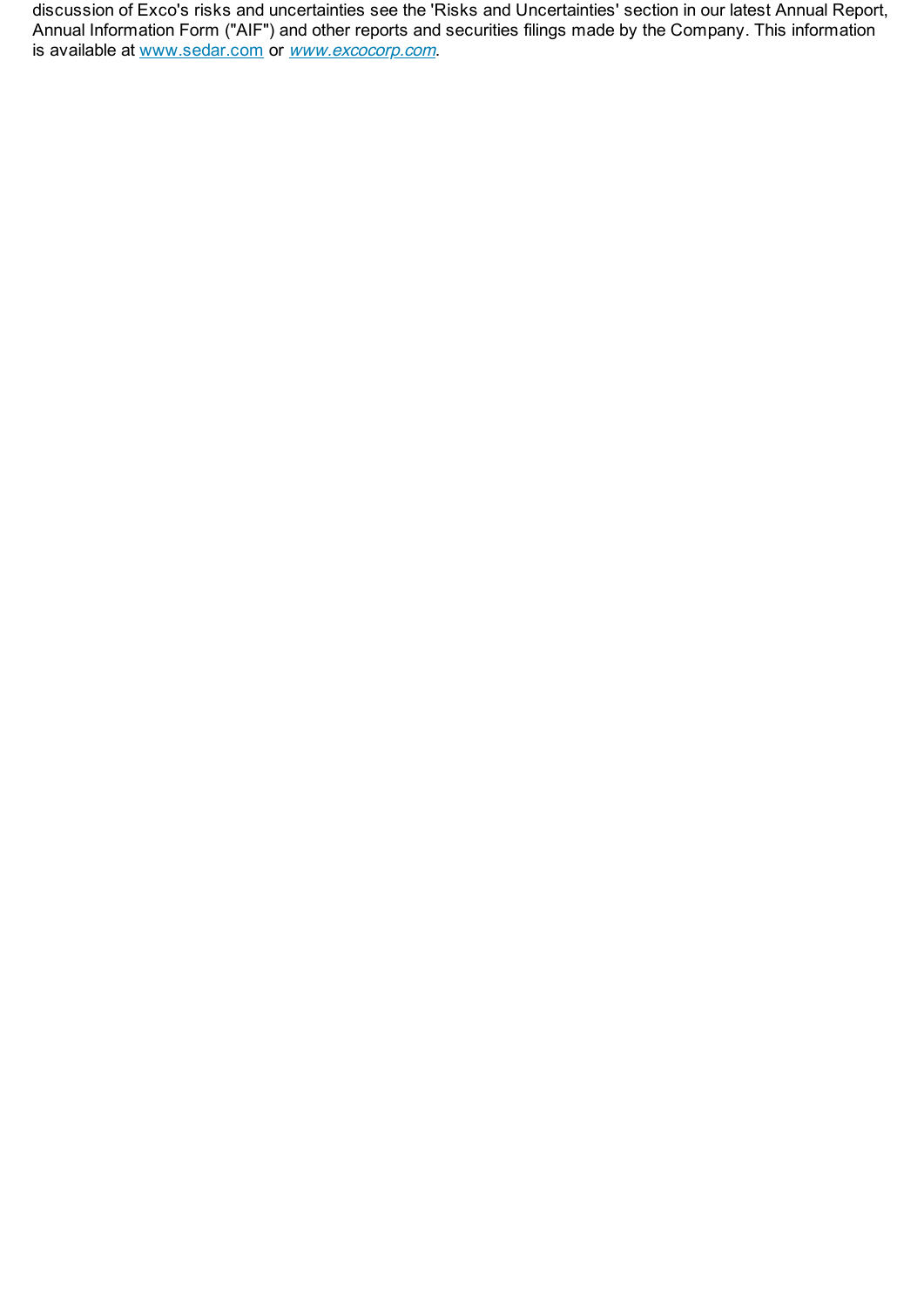discussion of Exco's risks and uncertainties see the 'Risks and Uncertainties' section in our latest Annual Report, Annual Information Form ("AIF") and other reports and securities filings made by the Company. This information is available at www.sedar.com or *www.excocorp.com*.